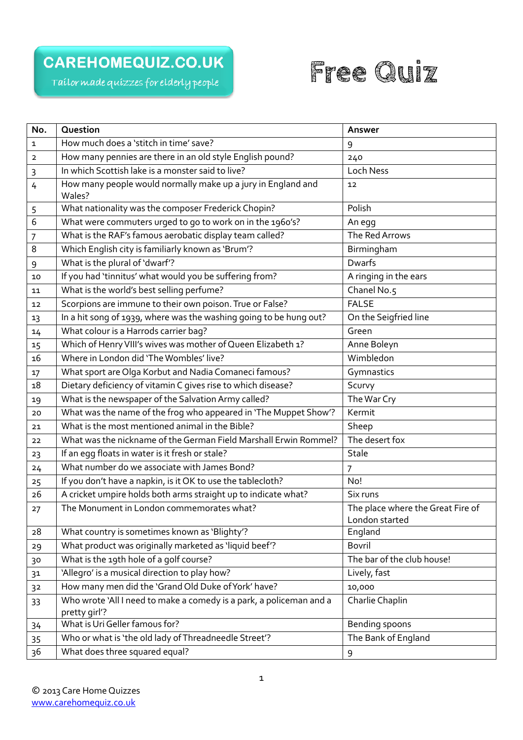CAREHOMEQUIZ.CO.UK

Tailor made quizzes for elderly people

# Free Quiz

| No. | Question | Answer |
|---|---|---|
| 1 | How much does a 'stitch in time' save? | 9 |
| 2 | How many pennies are there in an old style English pound? | 240 |
| 3 | In which Scottish lake is a monster said to live? | Loch Ness |
| 4 | How many people would normally make up a jury in England and Wales? | 12 |
| 5 | What nationality was the composer Frederick Chopin? | Polish |
| 6 | What were commuters urged to go to work on in the 1960's? | An egg |
| 7 | What is the RAF's famous aerobatic display team called? | The Red Arrows |
| 8 | Which English city is familiarly known as 'Brum'? | Birmingham |
| 9 | What is the plural of 'dwarf'? | Dwarfs |
| 10 | If you had 'tinnitus' what would you be suffering from? | A ringing in the ears |
| 11 | What is the world's best selling perfume? | Chanel No.5 |
| 12 | Scorpions are immune to their own poison. True or False? | FALSE |
| 13 | In a hit song of 1939, where was the washing going to be hung out? | On the Seigfried line |
| 14 | What colour is a Harrods carrier bag? | Green |
| 15 | Which of Henry VIII's wives was mother of Queen Elizabeth 1? | Anne Boleyn |
| 16 | Where in London did 'The Wombles' live? | Wimbledon |
| 17 | What sport are Olga Korbut and Nadia Comaneci famous? | Gymnastics |
| 18 | Dietary deficiency of vitamin C gives rise to which disease? | Scurvy |
| 19 | What is the newspaper of the Salvation Army called? | The War Cry |
| 20 | What was the name of the frog who appeared in 'The Muppet Show'? | Kermit |
| 21 | What is the most mentioned animal in the Bible? | Sheep |
| 22 | What was the nickname of the German Field Marshall Erwin Rommel? | The desert fox |
| 23 | If an egg floats in water is it fresh or stale? | Stale |
| 24 | What number do we associate with James Bond? | 7 |
| 25 | If you don't have a napkin, is it OK to use the tablecloth? | No! |
| 26 | A cricket umpire holds both arms straight up to indicate what? | Six runs |
| 27 | The Monument in London commemorates what? | The place where the Great Fire of London started |
| 28 | What country is sometimes known as 'Blighty'? | England |
| 29 | What product was originally marketed as 'liquid beef'? | Bovril |
| 30 | What is the 19th hole of a golf course? | The bar of the club house! |
| 31 | 'Allegro' is a musical direction to play how? | Lively, fast |
| 32 | How many men did the 'Grand Old Duke of York' have? | 10,000 |
| 33 | Who wrote 'All I need to make a comedy is a park, a policeman and a pretty girl'? | Charlie Chaplin |
| 34 | What is Uri Geller famous for? | Bending spoons |
| 35 | Who or what is 'the old lady of Threadneedle Street'? | The Bank of England |
| 36 | What does three squared equal? | 9 |

© 2013 Care Home Quizzes
www.carehomequiz.co.uk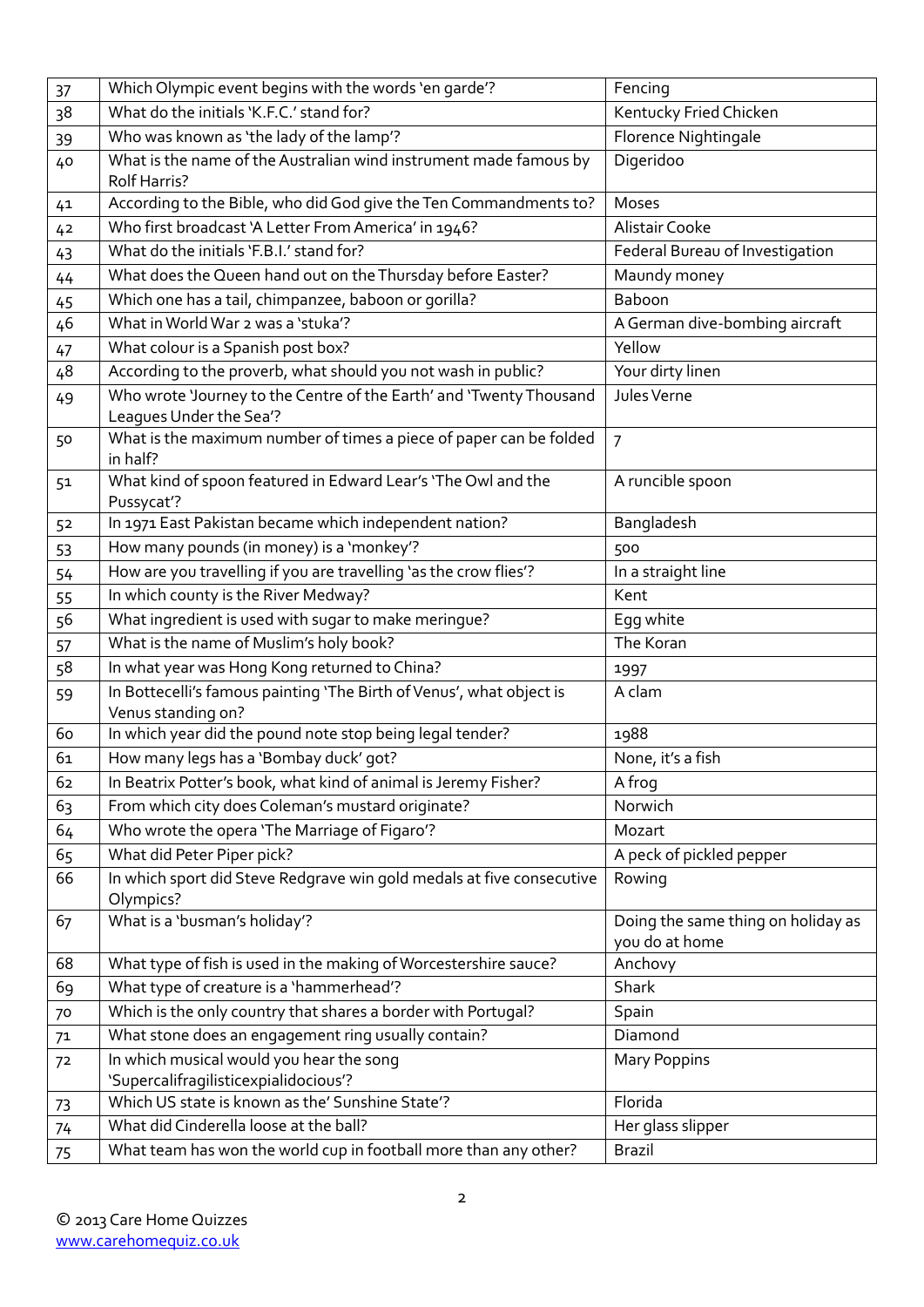| | | |
|---|---|---|
| 37 | Which Olympic event begins with the words 'en garde'? | Fencing |
| 38 | What do the initials 'K.F.C.' stand for? | Kentucky Fried Chicken |
| 39 | Who was known as 'the lady of the lamp'? | Florence Nightingale |
| 40 | What is the name of the Australian wind instrument made famous by Rolf Harris? | Digeridoo |
| 41 | According to the Bible, who did God give the Ten Commandments to? | Moses |
| 42 | Who first broadcast 'A Letter From America' in 1946? | Alistair Cooke |
| 43 | What do the initials 'F.B.I.' stand for? | Federal Bureau of Investigation |
| 44 | What does the Queen hand out on the Thursday before Easter? | Maundy money |
| 45 | Which one has a tail, chimpanzee, baboon or gorilla? | Baboon |
| 46 | What in World War 2 was a 'stuka'? | A German dive-bombing aircraft |
| 47 | What colour is a Spanish post box? | Yellow |
| 48 | According to the proverb, what should you not wash in public? | Your dirty linen |
| 49 | Who wrote 'Journey to the Centre of the Earth' and 'Twenty Thousand Leagues Under the Sea'? | Jules Verne |
| 50 | What is the maximum number of times a piece of paper can be folded in half? | 7 |
| 51 | What kind of spoon featured in Edward Lear's 'The Owl and the Pussycat'? | A runcible spoon |
| 52 | In 1971 East Pakistan became which independent nation? | Bangladesh |
| 53 | How many pounds (in money) is a 'monkey'? | 500 |
| 54 | How are you travelling if you are travelling 'as the crow flies'? | In a straight line |
| 55 | In which county is the River Medway? | Kent |
| 56 | What ingredient is used with sugar to make meringue? | Egg white |
| 57 | What is the name of Muslim's holy book? | The Koran |
| 58 | In what year was Hong Kong returned to China? | 1997 |
| 59 | In Bottecelli's famous painting 'The Birth of Venus', what object is Venus standing on? | A clam |
| 60 | In which year did the pound note stop being legal tender? | 1988 |
| 61 | How many legs has a 'Bombay duck' got? | None, it's a fish |
| 62 | In Beatrix Potter's book, what kind of animal is Jeremy Fisher? | A frog |
| 63 | From which city does Coleman's mustard originate? | Norwich |
| 64 | Who wrote the opera 'The Marriage of Figaro'? | Mozart |
| 65 | What did Peter Piper pick? | A peck of pickled pepper |
| 66 | In which sport did Steve Redgrave win gold medals at five consecutive Olympics? | Rowing |
| 67 | What is a 'busman's holiday'? | Doing the same thing on holiday as you do at home |
| 68 | What type of fish is used in the making of Worcestershire sauce? | Anchovy |
| 69 | What type of creature is a 'hammerhead'? | Shark |
| 70 | Which is the only country that shares a border with Portugal? | Spain |
| 71 | What stone does an engagement ring usually contain? | Diamond |
| 72 | In which musical would you hear the song 'Supercalifragilisticexpialidocious'? | Mary Poppins |
| 73 | Which US state is known as the' Sunshine State'? | Florida |
| 74 | What did Cinderella loose at the ball? | Her glass slipper |
| 75 | What team has won the world cup in football more than any other? | Brazil |

© 2013 Care Home Quizzes
www.carehomequiz.co.uk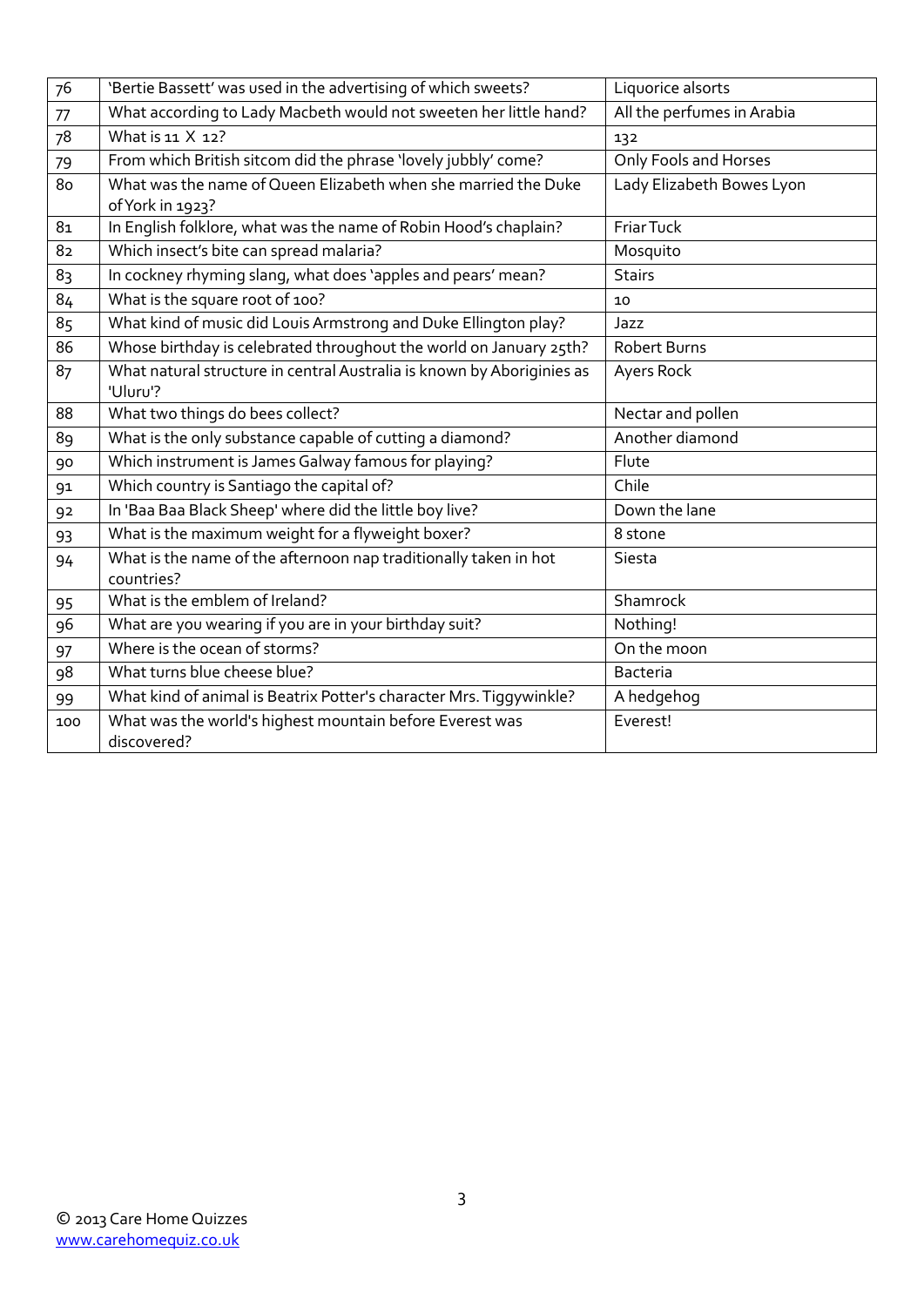| | | |
|---|---|---|
| 76 | 'Bertie Bassett' was used in the advertising of which sweets? | Liquorice alsorts |
| 77 | What according to Lady Macbeth would not sweeten her little hand? | All the perfumes in Arabia |
| 78 | What is 11 X 12? | 132 |
| 79 | From which British sitcom did the phrase 'lovely jubbly' come? | Only Fools and Horses |
| 80 | What was the name of Queen Elizabeth when she married the Duke of York in 1923? | Lady Elizabeth Bowes Lyon |
| 81 | In English folklore, what was the name of Robin Hood's chaplain? | Friar Tuck |
| 82 | Which insect's bite can spread malaria? | Mosquito |
| 83 | In cockney rhyming slang, what does 'apples and pears' mean? | Stairs |
| 84 | What is the square root of 100? | 10 |
| 85 | What kind of music did Louis Armstrong and Duke Ellington play? | Jazz |
| 86 | Whose birthday is celebrated throughout the world on January 25th? | Robert Burns |
| 87 | What natural structure in central Australia is known by Aboriginies as 'Uluru'? | Ayers Rock |
| 88 | What two things do bees collect? | Nectar and pollen |
| 89 | What is the only substance capable of cutting a diamond? | Another diamond |
| 90 | Which instrument is James Galway famous for playing? | Flute |
| 91 | Which country is Santiago the capital of? | Chile |
| 92 | In 'Baa Baa Black Sheep' where did the little boy live? | Down the lane |
| 93 | What is the maximum weight for a flyweight boxer? | 8 stone |
| 94 | What is the name of the afternoon nap traditionally taken in hot countries? | Siesta |
| 95 | What is the emblem of Ireland? | Shamrock |
| 96 | What are you wearing if you are in your birthday suit? | Nothing! |
| 97 | Where is the ocean of storms? | On the moon |
| 98 | What turns blue cheese blue? | Bacteria |
| 99 | What kind of animal is Beatrix Potter's character Mrs. Tiggywinkle? | A hedgehog |
| 100 | What was the world's highest mountain before Everest was discovered? | Everest! |

© 2013 Care Home Quizzes
www.carehomequiz.co.uk